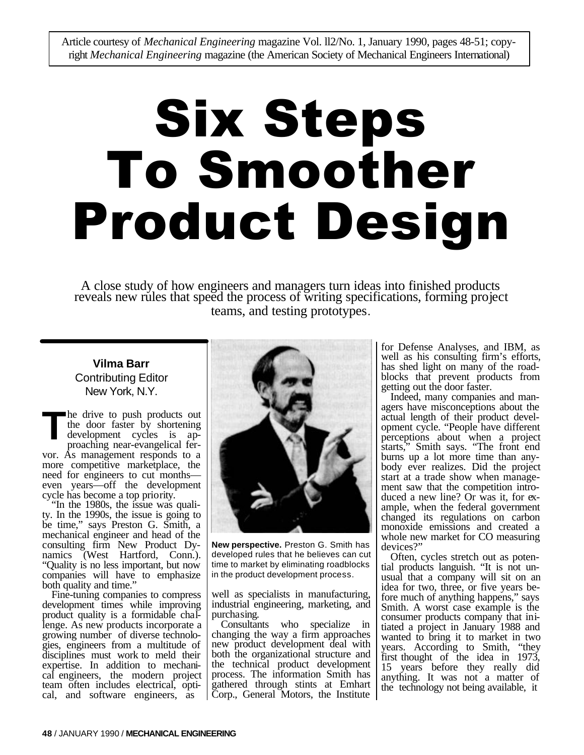Article courtesy of *Mechanical Engineering* magazine Vol. ll2/No. 1, January 1990, pages 48-51; copyright *Mechanical Engineering* magazine (the American Society of Mechanical Engineers International)

# Six Steps To Smoother Product Design

A close study of how engineers and managers turn ideas into finished products reveals new rules that speed the process of writing specifications, forming project teams, and testing prototypes.

**Vilma Barr**
Contributing Editor
New York, N.Y.

The drive to push products out the door faster by shortening development cycles is approaching near-evangelical fervor. As management responds to a more competitive marketplace, the need for engineers to cut months—even years—off the development cycle has become a top priority.

"In the 1980s, the issue was quality. In the 1990s, the issue is going to be time," says Preston G. Smith, a mechanical engineer and head of the consulting firm New Product Dynamics (West Hartford, Conn.). "Quality is no less important, but now companies will have to emphasize both quality and time."

Fine-tuning companies to compress development times while improving product quality is a formidable challenge. As new products incorporate a growing number of diverse technologies, engineers from a multitude of disciplines must work to meld their expertise. In addition to mechanical engineers, the modern project team often includes electrical, optical, and software engineers, as well as specialists in manufacturing, industrial engineering, marketing, and purchasing.

**New perspective.** Preston G. Smith has developed rules that he believes can cut time to market by eliminating roadblocks in the product development process.

Consultants who specialize in changing the way a firm approaches new product development deal with both the organizational structure and the technical product development process. The information Smith has gathered through stints at Emhart Corp., General Motors, the Institute for Defense Analyses, and IBM, as well as his consulting firm's efforts, has shed light on many of the roadblocks that prevent products from getting out the door faster.

Indeed, many companies and managers have misconceptions about the actual length of their product development cycle. "People have different perceptions about when a project starts," Smith says. "The front end burns up a lot more time than anybody ever realizes. Did the project start at a trade show when management saw that the competition introduced a new line? Or was it, for example, when the federal government changed its regulations on carbon monoxide emissions and created a whole new market for CO measuring devices?"

Often, cycles stretch out as potential products languish. "It is not unusual that a company will sit on an idea for two, three, or five years before much of anything happens," says Smith. A worst case example is the consumer products company that initiated a project in January 1988 and wanted to bring it to market in two years. According to Smith, "they first thought of the idea in 1973, 15 years before they really did anything. It was not a matter of the technology not being available, it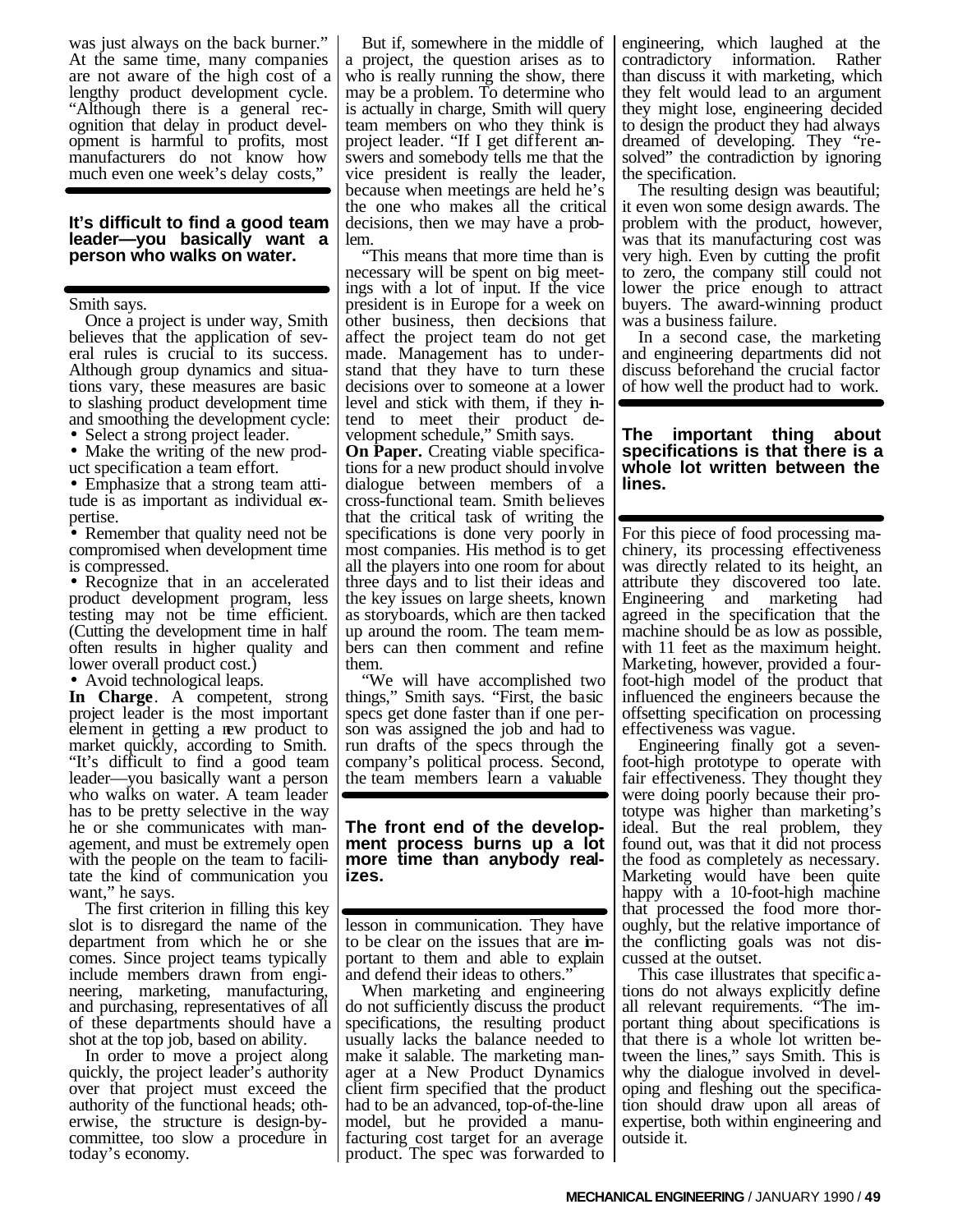was just always on the back burner." At the same time, many companies are not aware of the high cost of a lengthy product development cycle. "Although there is a general recognition that delay in product development is harmful to profits, most manufacturers do not know how much even one week's delay costs," Smith says.

**It's difficult to find a good team leader—you basically want a person who walks on water.**

Once a project is under way, Smith believes that the application of several rules is crucial to its success. Although group dynamics and situations vary, these measures are basic to slashing product development time and smoothing the development cycle:

- Select a strong project leader.
- Make the writing of the new product specification a team effort.
- Emphasize that a strong team attitude is as important as individual expertise.
- Remember that quality need not be compromised when development time is compressed.
- Recognize that in an accelerated product development program, less testing may not be time efficient. (Cutting the development time in half often results in higher quality and lower overall product cost.)
- Avoid technological leaps.

**In Charge**. A competent, strong project leader is the most important element in getting a new product to market quickly, according to Smith. "It's difficult to find a good team leader—you basically want a person who walks on water. A team leader has to be pretty selective in the way he or she communicates with management, and must be extremely open with the people on the team to facilitate the kind of communication you want," he says.

The first criterion in filling this key slot is to disregard the name of the department from which he or she comes. Since project teams typically include members drawn from engineering, marketing, manufacturing, and purchasing, representatives of all of these departments should have a shot at the top job, based on ability.

In order to move a project along quickly, the project leader's authority over that project must exceed the authority of the functional heads; otherwise, the structure is design-by-committee, too slow a procedure in today's economy.

But if, somewhere in the middle of a project, the question arises as to who is really running the show, there may be a problem. To determine who is actually in charge, Smith will query team members on who they think is project leader. "If I get different answers and somebody tells me that the vice president is really the leader, because when meetings are held he's the one who makes all the critical decisions, then we may have a problem.

"This means that more time than is necessary will be spent on big meetings with a lot of input. If the vice president is in Europe for a week on other business, then decisions that affect the project team do not get made. Management has to understand that they have to turn these decisions over to someone at a lower level and stick with them, if they intend to meet their product development schedule," Smith says.

**On Paper.** Creating viable specifications for a new product should involve dialogue between members of a cross-functional team. Smith believes that the critical task of writing the specifications is done very poorly in most companies. His method is to get all the players into one room for about three days and to list their ideas and the key issues on large sheets, known as storyboards, which are then tacked up around the room. The team members can then comment and refine them.

"We will have accomplished two things," Smith says. "First, the basic specs get done faster than if one person was assigned the job and had to run drafts of the specs through the company's political process. Second, the team members learn a valuable lesson in communication. They have to be clear on the issues that are important to them and able to explain and defend their ideas to others."

**The front end of the development process burns up a lot more time than anybody realizes.**

When marketing and engineering do not sufficiently discuss the product specifications, the resulting product usually lacks the balance needed to make it salable. The marketing manager at a New Product Dynamics client firm specified that the product had to be an advanced, top-of-the-line model, but he provided a manufacturing cost target for an average product. The spec was forwarded to engineering, which laughed at the contradictory information. Rather than discuss it with marketing, which they felt would lead to an argument they might lose, engineering decided to design the product they had always dreamed of developing. They "resolved" the contradiction by ignoring the specification.

The resulting design was beautiful; it even won some design awards. The problem with the product, however, was that its manufacturing cost was very high. Even by cutting the profit to zero, the company still could not lower the price enough to attract buyers. The award-winning product was a business failure.

In a second case, the marketing and engineering departments did not discuss beforehand the crucial factor of how well the product had to work.

**The important thing about specifications is that there is a whole lot written between the lines.**

For this piece of food processing machinery, its processing effectiveness was directly related to its height, an attribute they discovered too late. Engineering and marketing had agreed in the specification that the machine should be as low as possible, with 11 feet as the maximum height. Marketing, however, provided a four-foot-high model of the product that influenced the engineers because the offsetting specification on processing effectiveness was vague.

Engineering finally got a seven-foot-high prototype to operate with fair effectiveness. They thought they were doing poorly because their prototype was higher than marketing's ideal. But the real problem, they found out, was that it did not process the food as completely as necessary. Marketing would have been quite happy with a 10-foot-high machine that processed the food more thoroughly, but the relative importance of the conflicting goals was not discussed at the outset.

This case illustrates that specifications do not always explicitly define all relevant requirements. "The important thing about specifications is that there is a whole lot written between the lines," says Smith. This is why the dialogue involved in developing and fleshing out the specification should draw upon all areas of expertise, both within engineering and outside it.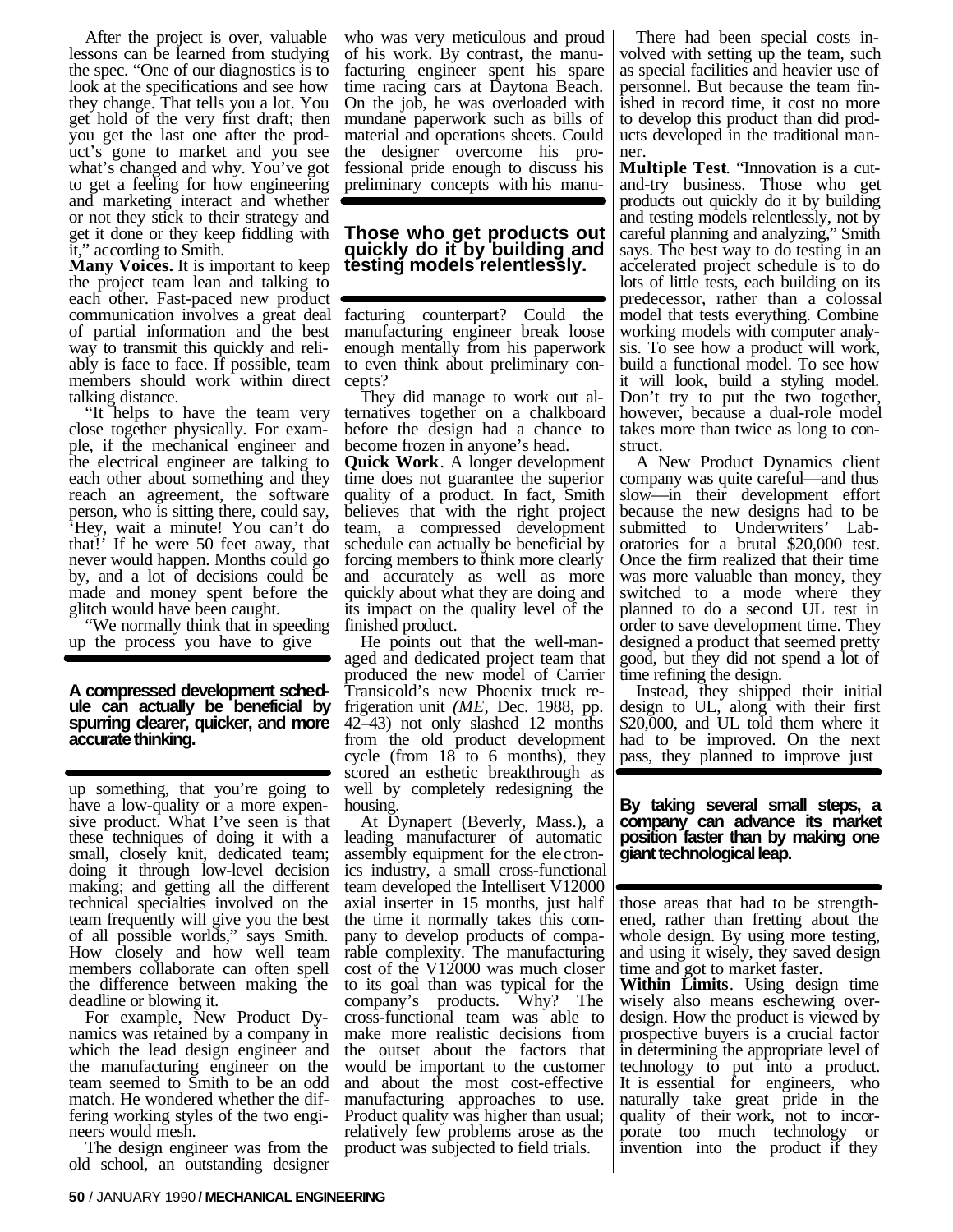After the project is over, valuable lessons can be learned from studying the spec. "One of our diagnostics is to look at the specifications and see how they change. That tells you a lot. You get hold of the very first draft; then you get the last one after the product's gone to market and you see what's changed and why. You've got to get a feeling for how engineering and marketing interact and whether or not they stick to their strategy and get it done or they keep fiddling with it," according to Smith.

**Many Voices.** It is important to keep the project team lean and talking to each other. Fast-paced new product communication involves a great deal of partial information and the best way to transmit this quickly and reliably is face to face. If possible, team members should work within direct talking distance.

"It helps to have the team very close together physically. For example, if the mechanical engineer and the electrical engineer are talking to each other about something and they reach an agreement, the software person, who is sitting there, could say, 'Hey, wait a minute! You can't do that!' If he were 50 feet away, that never would happen. Months could go by, and a lot of decisions could be made and money spent before the glitch would have been caught.

"We normally think that in speeding up the process you have to give up something, that you're going to have a low-quality or a more expensive product. What I've seen is that these techniques of doing it with a small, closely knit, dedicated team; doing it through low-level decision making; and getting all the different technical specialties involved on the team frequently will give you the best of all possible worlds," says Smith. How closely and how well team members collaborate can often spell the difference between making the deadline or blowing it.

**A compressed development schedule can actually be beneficial by spurring clearer, quicker, and more accurate thinking.**

For example, New Product Dynamics was retained by a company in which the lead design engineer and the manufacturing engineer on the team seemed to Smith to be an odd match. He wondered whether the differing working styles of the two engineers would mesh.

The design engineer was from the old school, an outstanding designer who was very meticulous and proud of his work. By contrast, the manufacturing engineer spent his spare time racing cars at Daytona Beach. On the job, he was overloaded with mundane paperwork such as bills of material and operations sheets. Could the designer overcome his professional pride enough to discuss his preliminary concepts with his manufacturing counterpart? Could the manufacturing engineer break loose enough mentally from his paperwork to even think about preliminary concepts?

**Those who get products out quickly do it by building and testing models relentlessly.**

They did manage to work out alternatives together on a chalkboard before the design had a chance to become frozen in anyone's head.

**Quick Work**. A longer development time does not guarantee the superior quality of a product. In fact, Smith believes that with the right project team, a compressed development schedule can actually be beneficial by forcing members to think more clearly and accurately as well as more quickly about what they are doing and its impact on the quality level of the finished product.

He points out that the well-managed and dedicated project team that produced the new model of Carrier Transicold's new Phoenix truck refrigeration unit (*ME*, Dec. 1988, pp. 42–43) not only slashed 12 months from the old product development cycle (from 18 to 6 months), they scored an esthetic breakthrough as well by completely redesigning the housing.

At Dynapert (Beverly, Mass.), a leading manufacturer of automatic assembly equipment for the electronics industry, a small cross-functional team developed the Intellisert V12000 axial inserter in 15 months, just half the time it normally takes this company to develop products of comparable complexity. The manufacturing cost of the V12000 was much closer to its goal than was typical for the company's products. Why? The cross-functional team was able to make more realistic decisions from the outset about the factors that would be important to the customer and about the most cost-effective manufacturing approaches to use. Product quality was higher than usual; relatively few problems arose as the product was subjected to field trials.

There had been special costs involved with setting up the team, such as special facilities and heavier use of personnel. But because the team finished in record time, it cost no more to develop this product than did products developed in the traditional manner.

**Multiple Test**. "Innovation is a cut-and-try business. Those who get products out quickly do it by building and testing models relentlessly, not by careful planning and analyzing," Smith says. The best way to do testing in an accelerated project schedule is to do lots of little tests, each building on its predecessor, rather than a colossal model that tests everything. Combine working models with computer analysis. To see how a product will work, build a functional model. To see how it will look, build a styling model. Don't try to put the two together, however, because a dual-role model takes more than twice as long to construct.

A New Product Dynamics client company was quite careful—and thus slow—in their development effort because the new designs had to be submitted to Underwriters' Laboratories for a brutal $20,000 test. Once the firm realized that their time was more valuable than money, they switched to a mode where they planned to do a second UL test in order to save development time. They designed a product that seemed pretty good, but they did not spend a lot of time refining the design.

Instead, they shipped their initial design to UL, along with their first $20,000, and UL told them where it had to be improved. On the next pass, they planned to improve just those areas that had to be strengthened, rather than fretting about the whole design. By using more testing, and using it wisely, they saved design time and got to market faster.

**By taking several small steps, a company can advance its market position faster than by making one giant technological leap.**

**Within Limits**. Using design time wisely also means eschewing overdesign. How the product is viewed by prospective buyers is a crucial factor in determining the appropriate level of technology to put into a product. It is essential for engineers, who naturally take great pride in the quality of their work, not to incorporate too much technology or invention into the product if they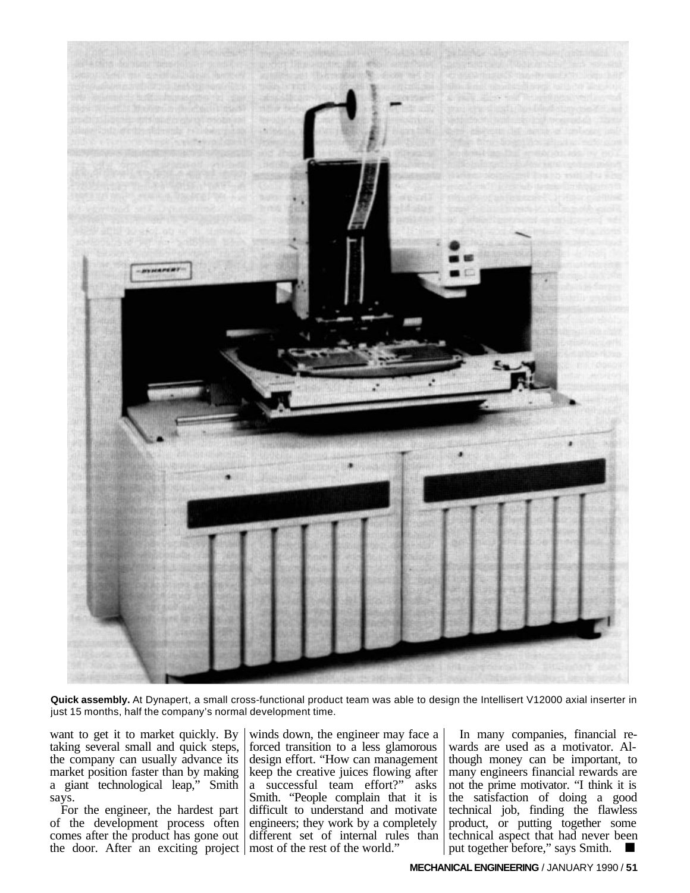**Quick assembly.** At Dynapert, a small cross-functional product team was able to design the Intellisert V12000 axial inserter in just 15 months, half the company's normal development time.

want to get it to market quickly. By taking several small and quick steps, the company can usually advance its market position faster than by making a giant technological leap," Smith says.

For the engineer, the hardest part of the development process often comes after the product has gone out the door. After an exciting project winds down, the engineer may face a forced transition to a less glamorous design effort. "How can management keep the creative juices flowing after a successful team effort?" asks Smith. "People complain that it is difficult to understand and motivate engineers; they work by a completely different set of internal rules than most of the rest of the world."

In many companies, financial rewards are used as a motivator. Although money can be important, to many engineers financial rewards are not the prime motivator. "I think it is the satisfaction of doing a good technical job, finding the flawless product, or putting together some technical aspect that had never been put together before," says Smith. ■